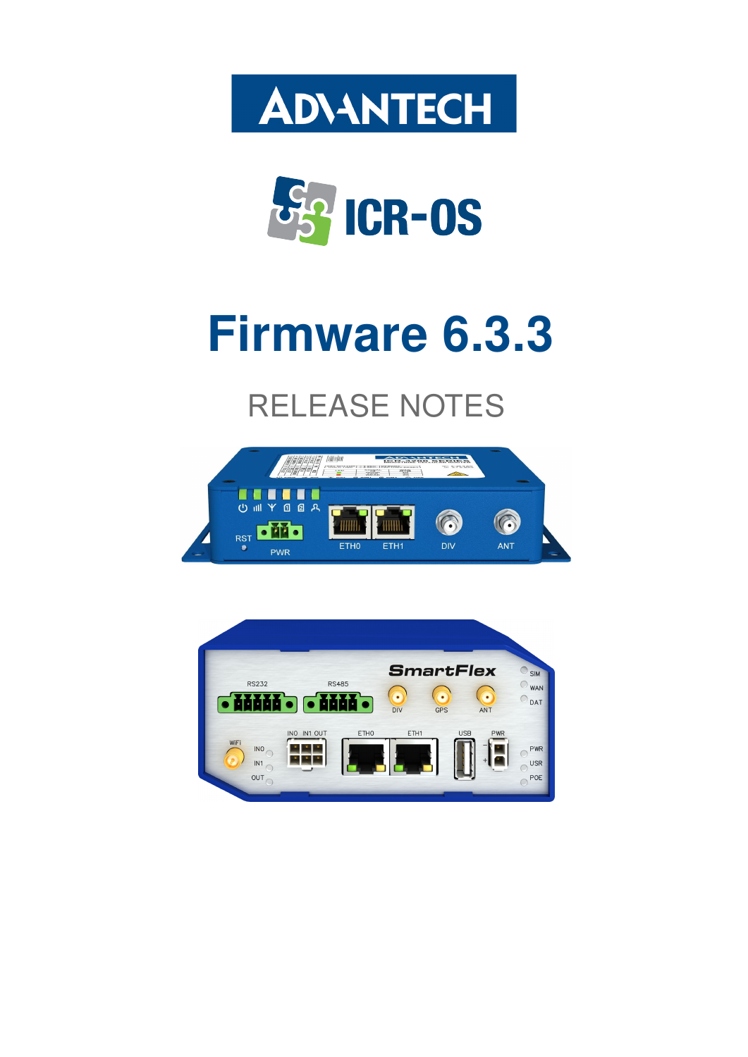ADVANTECH

ICR-OS

# Firmware 6.3.3

## RELEASE NOTES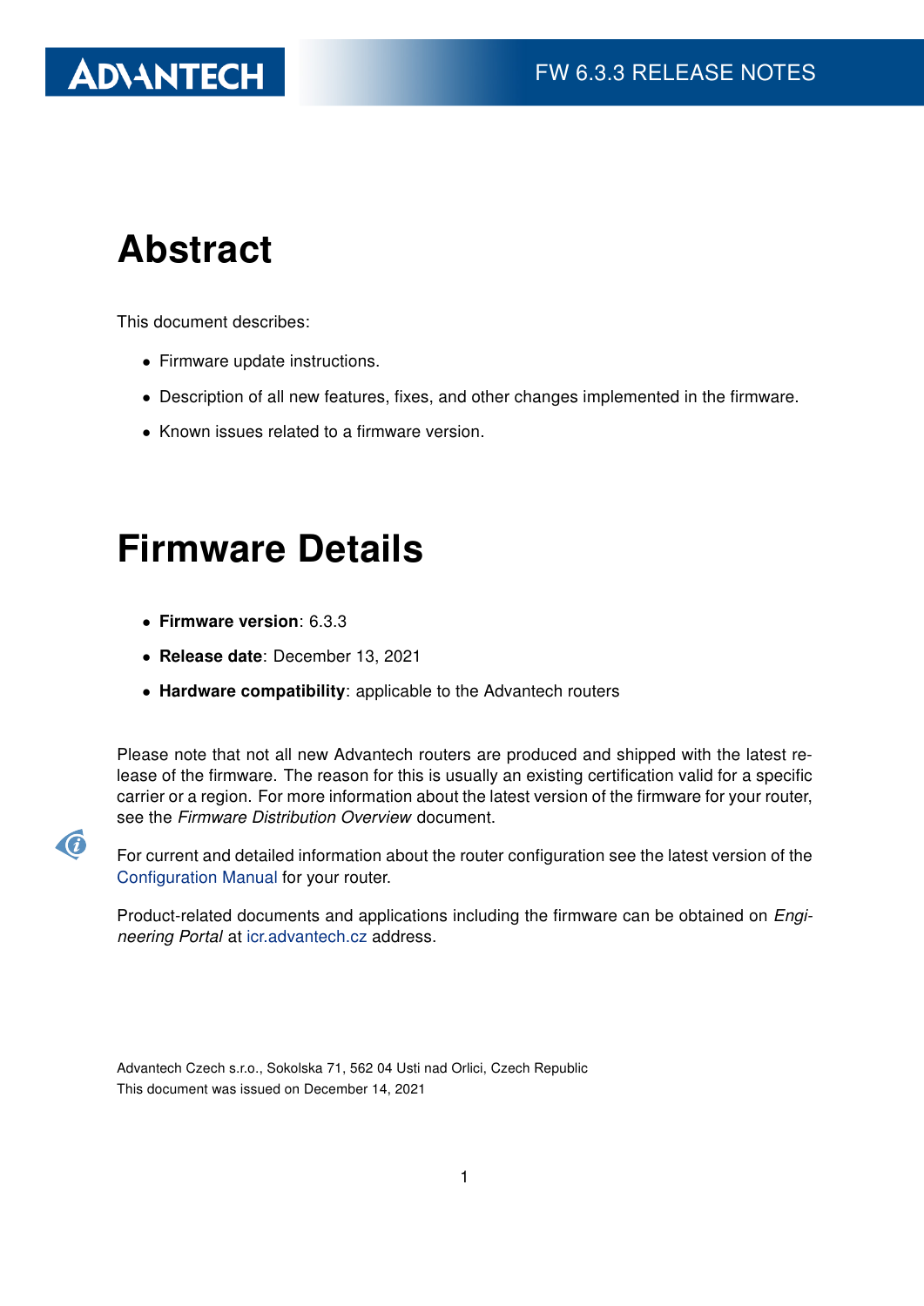# Abstract

This document describes:

- Firmware update instructions.
- Description of all new features, fixes, and other changes implemented in the firmware.
- Known issues related to a firmware version.

# Firmware Details

- **Firmware version**: 6.3.3
- **Release date**: December 13, 2021
- **Hardware compatibility**: applicable to the Advantech routers

Please note that not all new Advantech routers are produced and shipped with the latest release of the firmware. The reason for this is usually an existing certification valid for a specific carrier or a region. For more information about the latest version of the firmware for your router, see the *Firmware Distribution Overview* document.

For current and detailed information about the router configuration see the latest version of the Configuration Manual for your router.

Product-related documents and applications including the firmware can be obtained on *Engineering Portal* at icr.advantech.cz address.

Advantech Czech s.r.o., Sokolska 71, 562 04 Usti nad Orlici, Czech Republic
This document was issued on December 14, 2021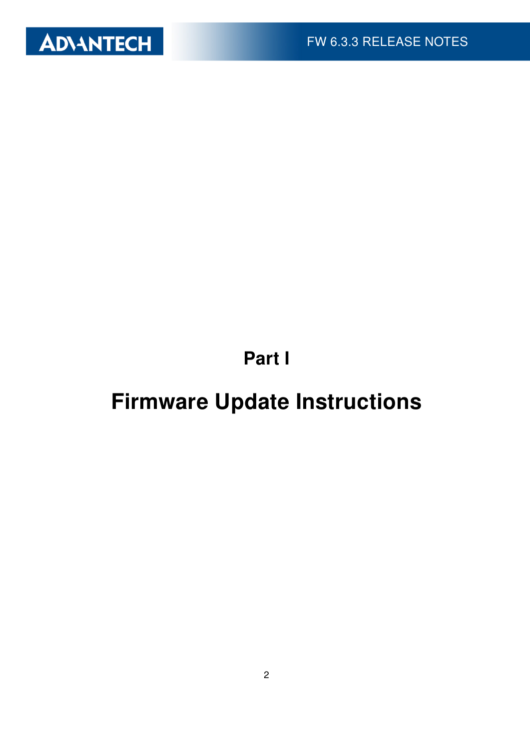# Part I

# Firmware Update Instructions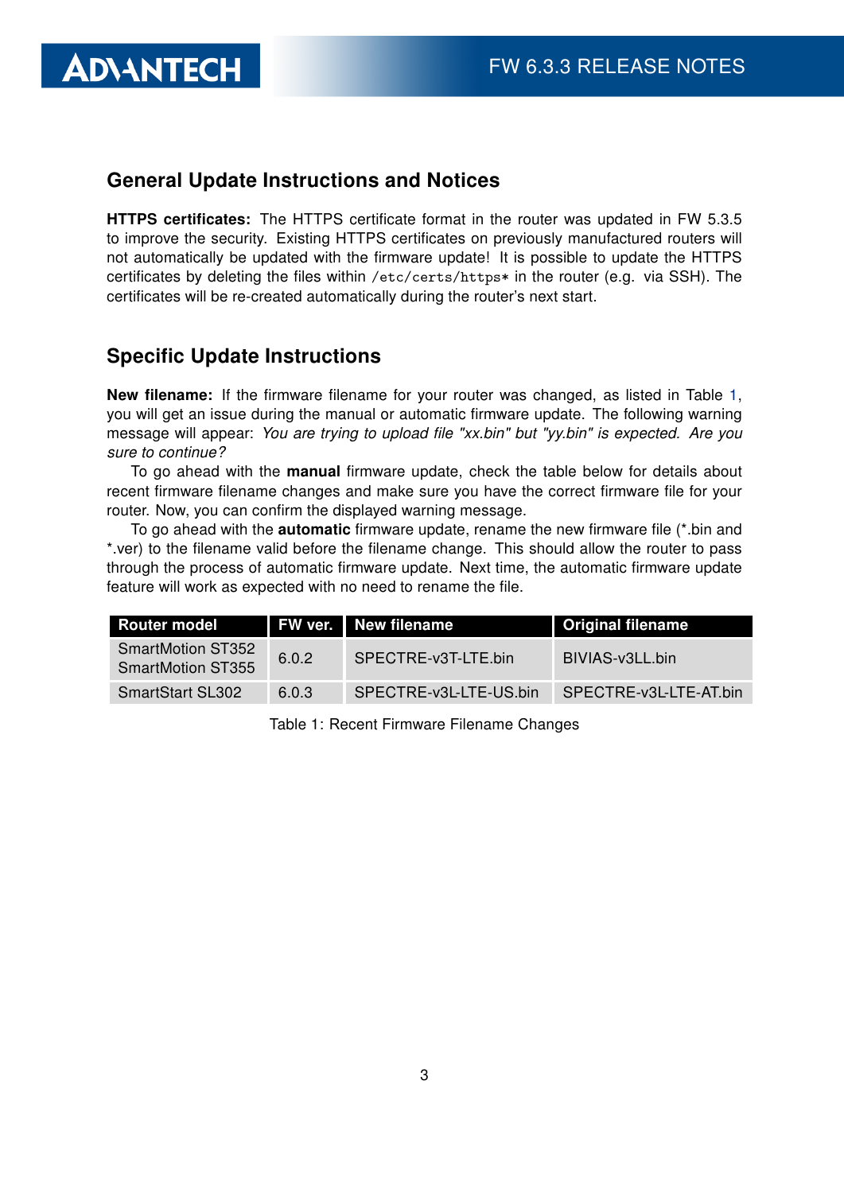## General Update Instructions and Notices

**HTTPS certificates:** The HTTPS certificate format in the router was updated in FW 5.3.5 to improve the security. Existing HTTPS certificates on previously manufactured routers will not automatically be updated with the firmware update! It is possible to update the HTTPS certificates by deleting the files within `/etc/certs/https*` in the router (e.g. via SSH). The certificates will be re-created automatically during the router's next start.

## Specific Update Instructions

**New filename:** If the firmware filename for your router was changed, as listed in Table 1, you will get an issue during the manual or automatic firmware update. The following warning message will appear: *You are trying to upload file "xx.bin" but "yy.bin" is expected. Are you sure to continue?*

To go ahead with the **manual** firmware update, check the table below for details about recent firmware filename changes and make sure you have the correct firmware file for your router. Now, you can confirm the displayed warning message.

To go ahead with the **automatic** firmware update, rename the new firmware file (*.bin and *.ver) to the filename valid before the filename change. This should allow the router to pass through the process of automatic firmware update. Next time, the automatic firmware update feature will work as expected with no need to rename the file.

| Router model | FW ver. | New filename | Original filename |
|---|---|---|---|
| SmartMotion ST352<br>SmartMotion ST355 | 6.0.2 | SPECTRE-v3T-LTE.bin | BIVIAS-v3LL.bin |
| SmartStart SL302 | 6.0.3 | SPECTRE-v3L-LTE-US.bin | SPECTRE-v3L-LTE-AT.bin |

Table 1: Recent Firmware Filename Changes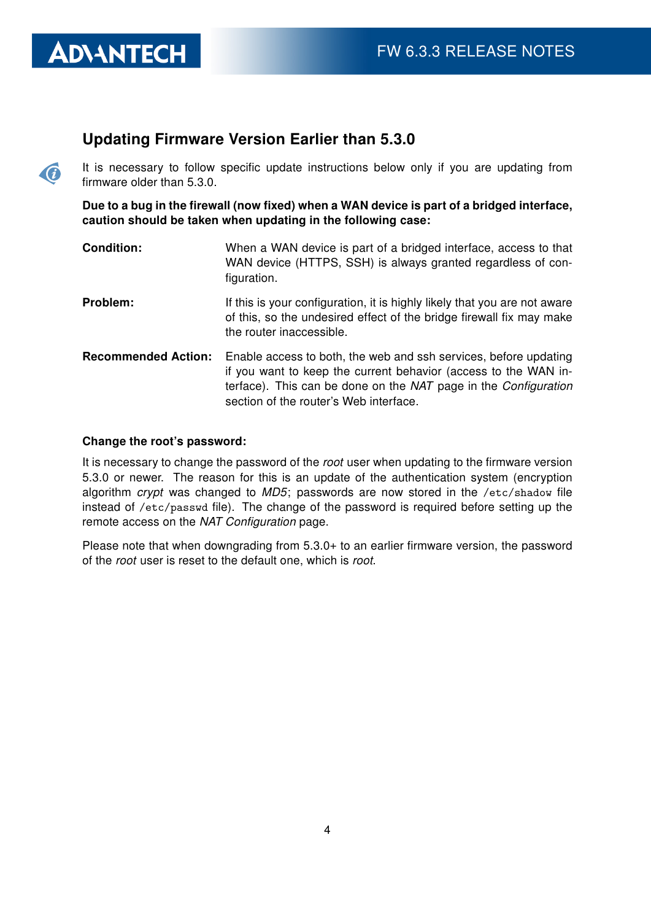## Updating Firmware Version Earlier than 5.3.0

It is necessary to follow specific update instructions below only if you are updating from firmware older than 5.3.0.

**Due to a bug in the firewall (now fixed) when a WAN device is part of a bridged interface, caution should be taken when updating in the following case:**

**Condition:** When a WAN device is part of a bridged interface, access to that WAN device (HTTPS, SSH) is always granted regardless of configuration.

**Problem:** If this is your configuration, it is highly likely that you are not aware of this, so the undesired effect of the bridge firewall fix may make the router inaccessible.

**Recommended Action:** Enable access to both, the web and ssh services, before updating if you want to keep the current behavior (access to the WAN interface). This can be done on the *NAT* page in the *Configuration* section of the router's Web interface.

**Change the root's password:**

It is necessary to change the password of the *root* user when updating to the firmware version 5.3.0 or newer. The reason for this is an update of the authentication system (encryption algorithm *crypt* was changed to *MD5*; passwords are now stored in the `/etc/shadow` file instead of `/etc/passwd` file). The change of the password is required before setting up the remote access on the *NAT Configuration* page.

Please note that when downgrading from 5.3.0+ to an earlier firmware version, the password of the *root* user is reset to the default one, which is *root*.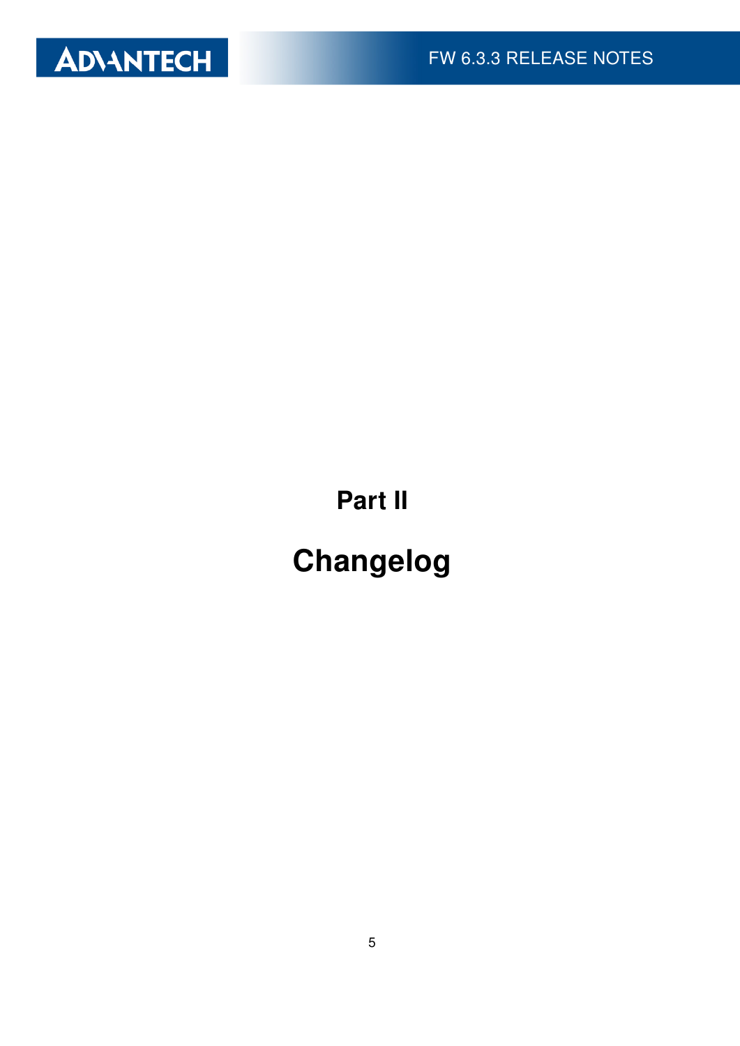# Part II

# Changelog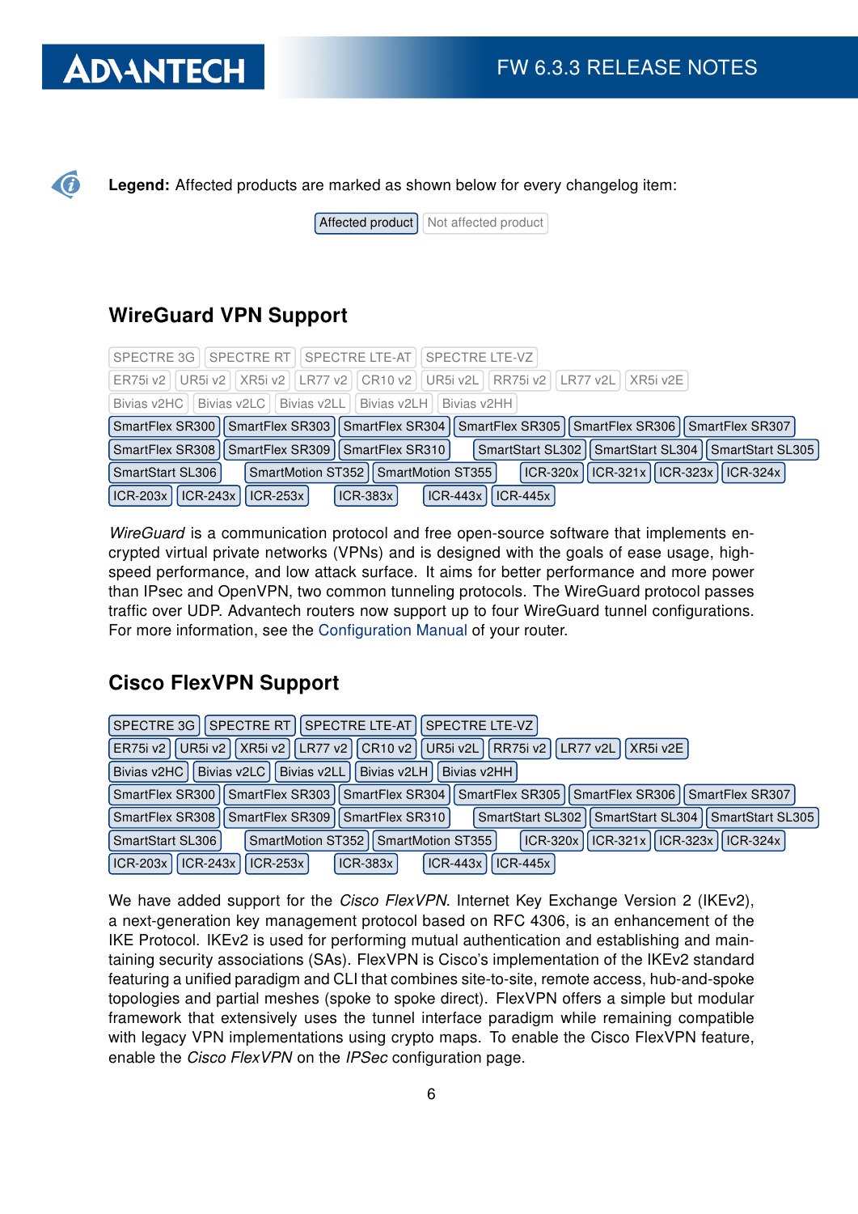**Legend:** Affected products are marked as shown below for every changelog item:

Affected product | Not affected product

## WireGuard VPN Support

Not affected: SPECTRE 3G, SPECTRE RT, SPECTRE LTE-AT, SPECTRE LTE-VZ, ER75i v2, UR5i v2, XR5i v2, LR77 v2, CR10 v2, UR5i v2L, RR75i v2, LR77 v2L, XR5i v2E, Bivias v2HC, Bivias v2LC, Bivias v2LL, Bivias v2LH, Bivias v2HH

Affected: SmartFlex SR300, SmartFlex SR303, SmartFlex SR304, SmartFlex SR305, SmartFlex SR306, SmartFlex SR307, SmartFlex SR308, SmartFlex SR309, SmartFlex SR310, SmartStart SL302, SmartStart SL304, SmartStart SL305, SmartStart SL306, SmartMotion ST352, SmartMotion ST355, ICR-320x, ICR-321x, ICR-323x, ICR-324x, ICR-203x, ICR-243x, ICR-253x, ICR-383x, ICR-443x, ICR-445x

*WireGuard* is a communication protocol and free open-source software that implements encrypted virtual private networks (VPNs) and is designed with the goals of ease usage, high-speed performance, and low attack surface. It aims for better performance and more power than IPsec and OpenVPN, two common tunneling protocols. The WireGuard protocol passes traffic over UDP. Advantech routers now support up to four WireGuard tunnel configurations. For more information, see the Configuration Manual of your router.

## Cisco FlexVPN Support

Affected: SPECTRE 3G, SPECTRE RT, SPECTRE LTE-AT, SPECTRE LTE-VZ, ER75i v2, UR5i v2, XR5i v2, LR77 v2, CR10 v2, UR5i v2L, RR75i v2, LR77 v2L, XR5i v2E, Bivias v2HC, Bivias v2LC, Bivias v2LL, Bivias v2LH, Bivias v2HH, SmartFlex SR300, SmartFlex SR303, SmartFlex SR304, SmartFlex SR305, SmartFlex SR306, SmartFlex SR307, SmartFlex SR308, SmartFlex SR309, SmartFlex SR310, SmartStart SL302, SmartStart SL304, SmartStart SL305, SmartStart SL306, SmartMotion ST352, SmartMotion ST355, ICR-320x, ICR-321x, ICR-323x, ICR-324x, ICR-203x, ICR-243x, ICR-253x, ICR-383x, ICR-443x, ICR-445x

We have added support for the *Cisco FlexVPN*. Internet Key Exchange Version 2 (IKEv2), a next-generation key management protocol based on RFC 4306, is an enhancement of the IKE Protocol. IKEv2 is used for performing mutual authentication and establishing and maintaining security associations (SAs). FlexVPN is Cisco's implementation of the IKEv2 standard featuring a unified paradigm and CLI that combines site-to-site, remote access, hub-and-spoke topologies and partial meshes (spoke to spoke direct). FlexVPN offers a simple but modular framework that extensively uses the tunnel interface paradigm while remaining compatible with legacy VPN implementations using crypto maps. To enable the Cisco FlexVPN feature, enable the *Cisco FlexVPN* on the *IPSec* configuration page.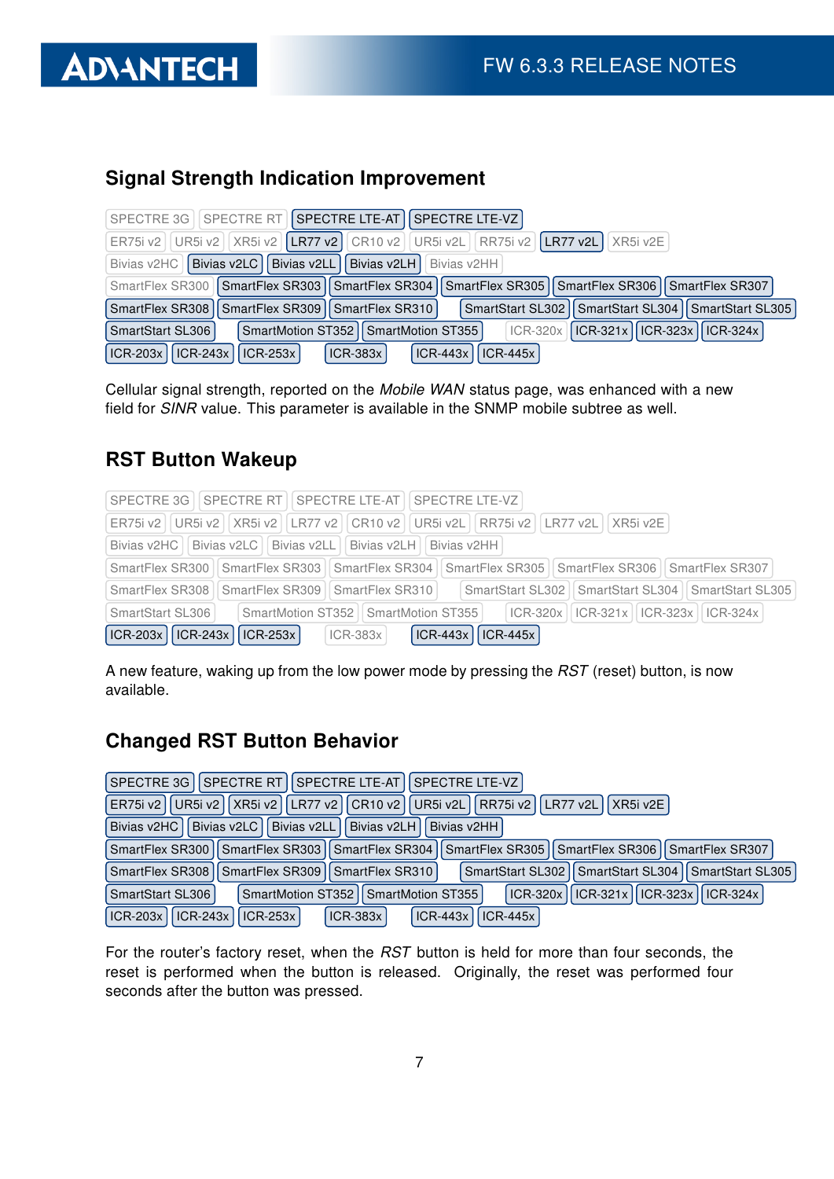## Signal Strength Indication Improvement

SPECTRE 3G | SPECTRE RT | **SPECTRE LTE-AT** | **SPECTRE LTE-VZ**
ER75i v2 | UR5i v2 | XR5i v2 | **LR77 v2** | CR10 v2 | UR5i v2L | RR75i v2 | **LR77 v2L** | XR5i v2E
Bivias v2HC | **Bivias v2LC** | **Bivias v2LL** | **Bivias v2LH** | Bivias v2HH
SmartFlex SR300 | **SmartFlex SR303** | **SmartFlex SR304** | **SmartFlex SR305** | **SmartFlex SR306** | **SmartFlex SR307**
**SmartFlex SR308** | **SmartFlex SR309** | **SmartFlex SR310** | **SmartStart SL302** | **SmartStart SL304** | **SmartStart SL305**
**SmartStart SL306** | **SmartMotion ST352** | **SmartMotion ST355** | ICR-320x | **ICR-321x** | **ICR-323x** | **ICR-324x**
**ICR-203x** | **ICR-243x** | **ICR-253x** | **ICR-383x** | **ICR-443x** | **ICR-445x**

Cellular signal strength, reported on the *Mobile WAN* status page, was enhanced with a new field for *SINR* value. This parameter is available in the SNMP mobile subtree as well.

## RST Button Wakeup

SPECTRE 3G | SPECTRE RT | SPECTRE LTE-AT | SPECTRE LTE-VZ
ER75i v2 | UR5i v2 | XR5i v2 | LR77 v2 | CR10 v2 | UR5i v2L | RR75i v2 | LR77 v2L | XR5i v2E
Bivias v2HC | Bivias v2LC | Bivias v2LL | Bivias v2LH | Bivias v2HH
SmartFlex SR300 | SmartFlex SR303 | SmartFlex SR304 | SmartFlex SR305 | SmartFlex SR306 | SmartFlex SR307
SmartFlex SR308 | SmartFlex SR309 | SmartFlex SR310 | SmartStart SL302 | SmartStart SL304 | SmartStart SL305
SmartStart SL306 | SmartMotion ST352 | SmartMotion ST355 | ICR-320x | ICR-321x | ICR-323x | ICR-324x
**ICR-203x** | **ICR-243x** | **ICR-253x** | ICR-383x | **ICR-443x** | **ICR-445x**

A new feature, waking up from the low power mode by pressing the *RST* (reset) button, is now available.

## Changed RST Button Behavior

**SPECTRE 3G** | **SPECTRE RT** | **SPECTRE LTE-AT** | **SPECTRE LTE-VZ**
**ER75i v2** | **UR5i v2** | **XR5i v2** | **LR77 v2** | **CR10 v2** | **UR5i v2L** | **RR75i v2** | **LR77 v2L** | **XR5i v2E**
**Bivias v2HC** | **Bivias v2LC** | **Bivias v2LL** | **Bivias v2LH** | **Bivias v2HH**
**SmartFlex SR300** | **SmartFlex SR303** | **SmartFlex SR304** | **SmartFlex SR305** | **SmartFlex SR306** | **SmartFlex SR307**
**SmartFlex SR308** | **SmartFlex SR309** | **SmartFlex SR310** | **SmartStart SL302** | **SmartStart SL304** | **SmartStart SL305**
**SmartStart SL306** | **SmartMotion ST352** | **SmartMotion ST355** | **ICR-320x** | **ICR-321x** | **ICR-323x** | **ICR-324x**
**ICR-203x** | **ICR-243x** | **ICR-253x** | **ICR-383x** | **ICR-443x** | **ICR-445x**

For the router's factory reset, when the *RST* button is held for more than four seconds, the reset is performed when the button is released. Originally, the reset was performed four seconds after the button was pressed.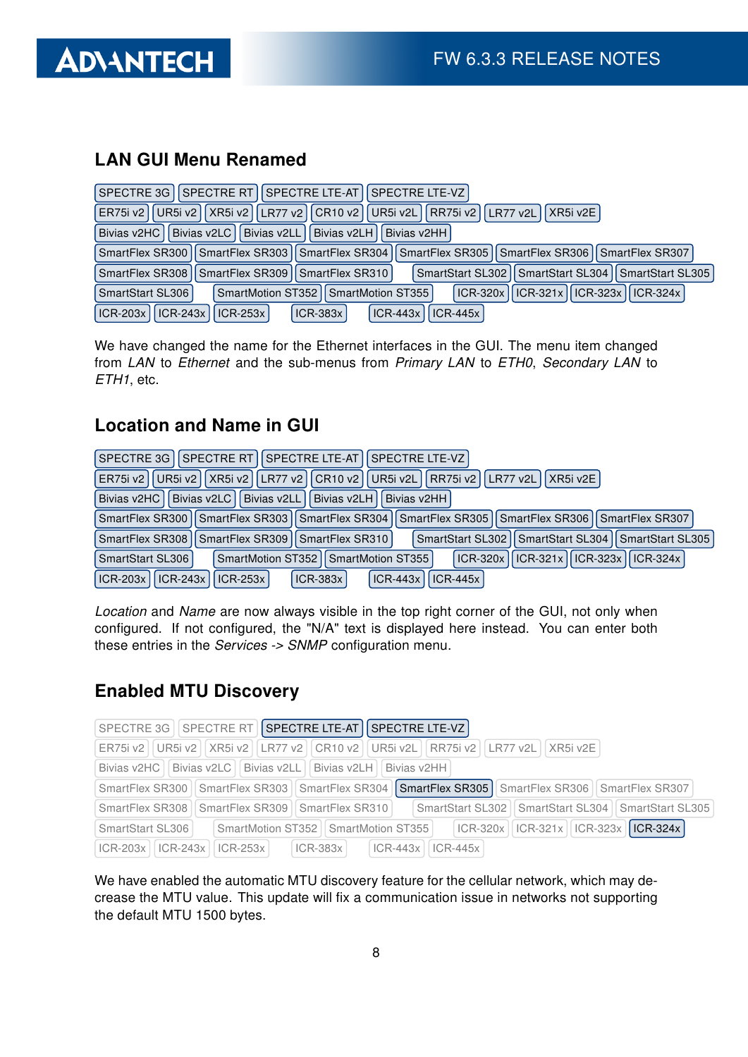## LAN GUI Menu Renamed

SPECTRE 3G | SPECTRE RT | SPECTRE LTE-AT | SPECTRE LTE-VZ
ER75i v2 | UR5i v2 | XR5i v2 | LR77 v2 | CR10 v2 | UR5i v2L | RR75i v2 | LR77 v2L | XR5i v2E
Bivias v2HC | Bivias v2LC | Bivias v2LL | Bivias v2LH | Bivias v2HH
SmartFlex SR300 | SmartFlex SR303 | SmartFlex SR304 | SmartFlex SR305 | SmartFlex SR306 | SmartFlex SR307
SmartFlex SR308 | SmartFlex SR309 | SmartFlex SR310 | SmartStart SL302 | SmartStart SL304 | SmartStart SL305
SmartStart SL306 | SmartMotion ST352 | SmartMotion ST355 | ICR-320x | ICR-321x | ICR-323x | ICR-324x
ICR-203x | ICR-243x | ICR-253x | ICR-383x | ICR-443x | ICR-445x

We have changed the name for the Ethernet interfaces in the GUI. The menu item changed from *LAN* to *Ethernet* and the sub-menus from *Primary LAN* to *ETH0*, *Secondary LAN* to *ETH1*, etc.

## Location and Name in GUI

SPECTRE 3G | SPECTRE RT | SPECTRE LTE-AT | SPECTRE LTE-VZ
ER75i v2 | UR5i v2 | XR5i v2 | LR77 v2 | CR10 v2 | UR5i v2L | RR75i v2 | LR77 v2L | XR5i v2E
Bivias v2HC | Bivias v2LC | Bivias v2LL | Bivias v2LH | Bivias v2HH
SmartFlex SR300 | SmartFlex SR303 | SmartFlex SR304 | SmartFlex SR305 | SmartFlex SR306 | SmartFlex SR307
SmartFlex SR308 | SmartFlex SR309 | SmartFlex SR310 | SmartStart SL302 | SmartStart SL304 | SmartStart SL305
SmartStart SL306 | SmartMotion ST352 | SmartMotion ST355 | ICR-320x | ICR-321x | ICR-323x | ICR-324x
ICR-203x | ICR-243x | ICR-253x | ICR-383x | ICR-443x | ICR-445x

*Location* and *Name* are now always visible in the top right corner of the GUI, not only when configured. If not configured, the "N/A" text is displayed here instead. You can enter both these entries in the *Services -> SNMP* configuration menu.

## Enabled MTU Discovery

SPECTRE LTE-AT | SPECTRE LTE-VZ | SmartFlex SR305 | ICR-324x

We have enabled the automatic MTU discovery feature for the cellular network, which may decrease the MTU value. This update will fix a communication issue in networks not supporting the default MTU 1500 bytes.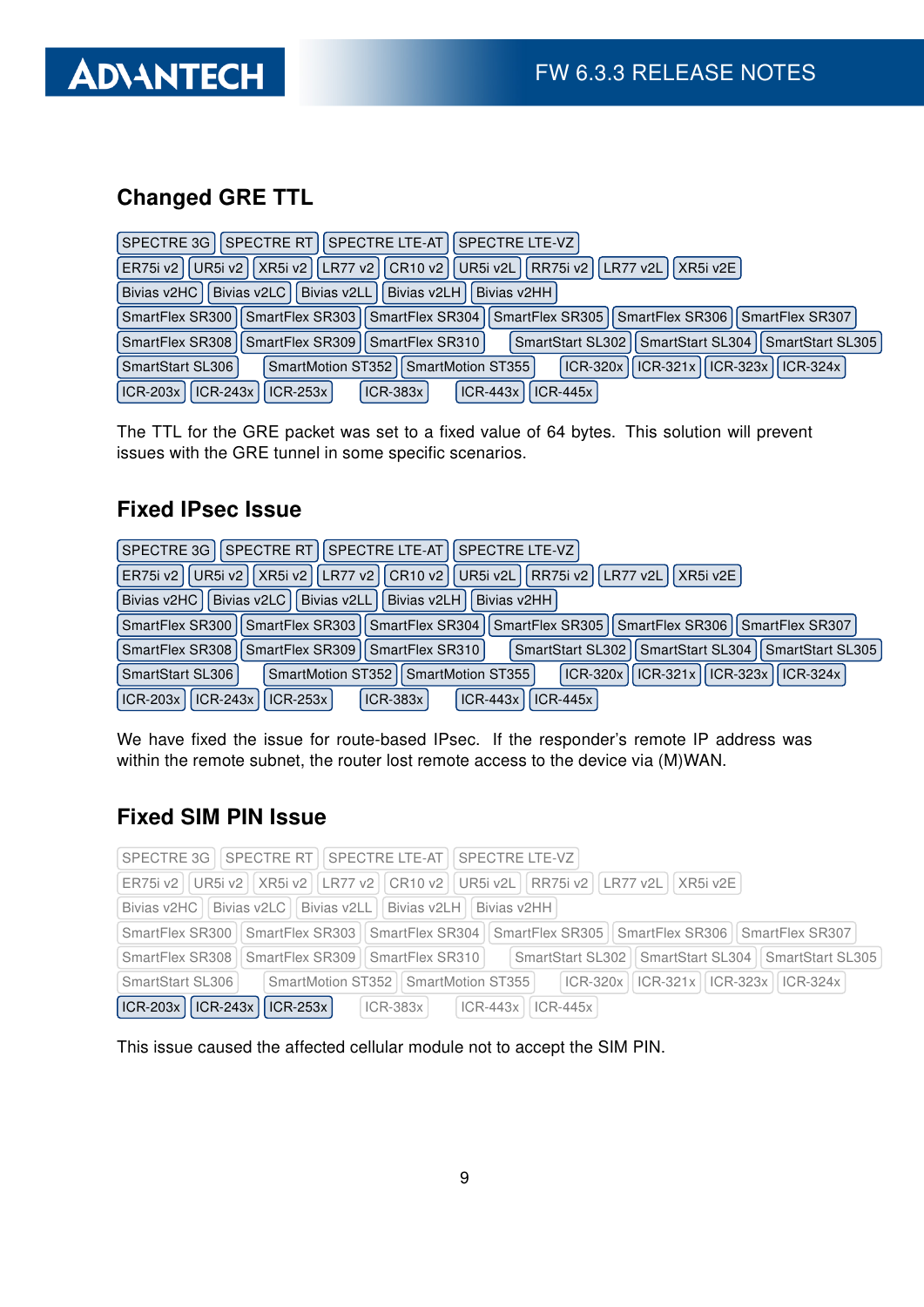## Changed GRE TTL

SPECTRE 3G | SPECTRE RT | SPECTRE LTE-AT | SPECTRE LTE-VZ
ER75i v2 | UR5i v2 | XR5i v2 | LR77 v2 | CR10 v2 | UR5i v2L | RR75i v2 | LR77 v2L | XR5i v2E
Bivias v2HC | Bivias v2LC | Bivias v2LL | Bivias v2LH | Bivias v2HH
SmartFlex SR300 | SmartFlex SR303 | SmartFlex SR304 | SmartFlex SR305 | SmartFlex SR306 | SmartFlex SR307
SmartFlex SR308 | SmartFlex SR309 | SmartFlex SR310 | SmartStart SL302 | SmartStart SL304 | SmartStart SL305
SmartStart SL306 | SmartMotion ST352 | SmartMotion ST355 | ICR-320x | ICR-321x | ICR-323x | ICR-324x
ICR-203x | ICR-243x | ICR-253x | ICR-383x | ICR-443x | ICR-445x

The TTL for the GRE packet was set to a fixed value of 64 bytes. This solution will prevent issues with the GRE tunnel in some specific scenarios.

## Fixed IPsec Issue

SPECTRE 3G | SPECTRE RT | SPECTRE LTE-AT | SPECTRE LTE-VZ
ER75i v2 | UR5i v2 | XR5i v2 | LR77 v2 | CR10 v2 | UR5i v2L | RR75i v2 | LR77 v2L | XR5i v2E
Bivias v2HC | Bivias v2LC | Bivias v2LL | Bivias v2LH | Bivias v2HH
SmartFlex SR300 | SmartFlex SR303 | SmartFlex SR304 | SmartFlex SR305 | SmartFlex SR306 | SmartFlex SR307
SmartFlex SR308 | SmartFlex SR309 | SmartFlex SR310 | SmartStart SL302 | SmartStart SL304 | SmartStart SL305
SmartStart SL306 | SmartMotion ST352 | SmartMotion ST355 | ICR-320x | ICR-321x | ICR-323x | ICR-324x
ICR-203x | ICR-243x | ICR-253x | ICR-383x | ICR-443x | ICR-445x

We have fixed the issue for route-based IPsec. If the responder's remote IP address was within the remote subnet, the router lost remote access to the device via (M)WAN.

## Fixed SIM PIN Issue

ICR-203x | ICR-243x | ICR-253x

This issue caused the affected cellular module not to accept the SIM PIN.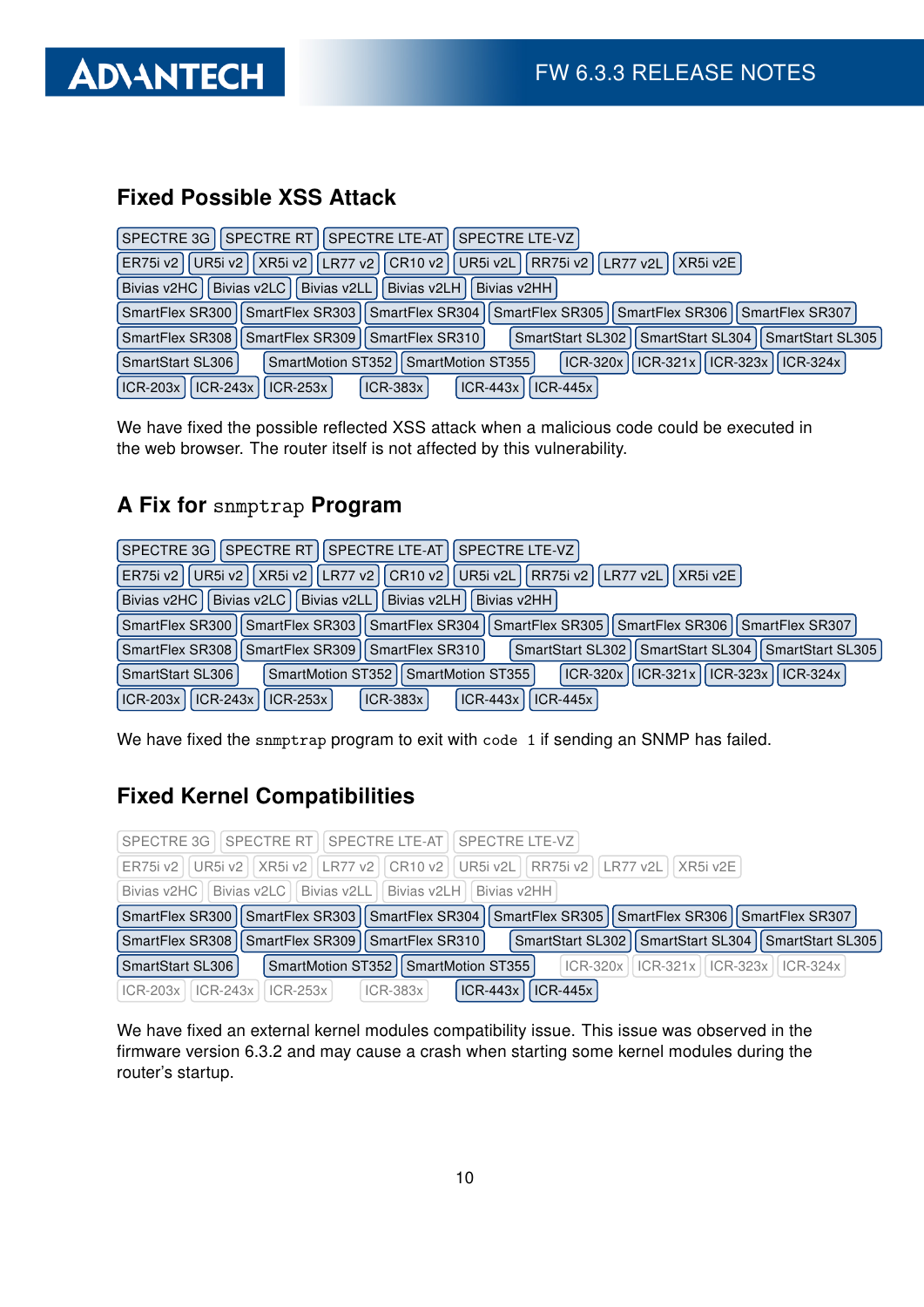## Fixed Possible XSS Attack

SPECTRE 3G | SPECTRE RT | SPECTRE LTE-AT | SPECTRE LTE-VZ
ER75i v2 | UR5i v2 | XR5i v2 | LR77 v2 | CR10 v2 | UR5i v2L | RR75i v2 | LR77 v2L | XR5i v2E
Bivias v2HC | Bivias v2LC | Bivias v2LL | Bivias v2LH | Bivias v2HH
SmartFlex SR300 | SmartFlex SR303 | SmartFlex SR304 | SmartFlex SR305 | SmartFlex SR306 | SmartFlex SR307
SmartFlex SR308 | SmartFlex SR309 | SmartFlex SR310 | SmartStart SL302 | SmartStart SL304 | SmartStart SL305
SmartStart SL306 | SmartMotion ST352 | SmartMotion ST355 | ICR-320x | ICR-321x | ICR-323x | ICR-324x
ICR-203x | ICR-243x | ICR-253x | ICR-383x | ICR-443x | ICR-445x

We have fixed the possible reflected XSS attack when a malicious code could be executed in the web browser. The router itself is not affected by this vulnerability.

## A Fix for `snmptrap` Program

SPECTRE 3G | SPECTRE RT | SPECTRE LTE-AT | SPECTRE LTE-VZ
ER75i v2 | UR5i v2 | XR5i v2 | LR77 v2 | CR10 v2 | UR5i v2L | RR75i v2 | LR77 v2L | XR5i v2E
Bivias v2HC | Bivias v2LC | Bivias v2LL | Bivias v2LH | Bivias v2HH
SmartFlex SR300 | SmartFlex SR303 | SmartFlex SR304 | SmartFlex SR305 | SmartFlex SR306 | SmartFlex SR307
SmartFlex SR308 | SmartFlex SR309 | SmartFlex SR310 | SmartStart SL302 | SmartStart SL304 | SmartStart SL305
SmartStart SL306 | SmartMotion ST352 | SmartMotion ST355 | ICR-320x | ICR-321x | ICR-323x | ICR-324x
ICR-203x | ICR-243x | ICR-253x | ICR-383x | ICR-443x | ICR-445x

We have fixed the `snmptrap` program to exit with `code 1` if sending an SNMP has failed.

## Fixed Kernel Compatibilities

SPECTRE 3G | SPECTRE RT | SPECTRE LTE-AT | SPECTRE LTE-VZ
ER75i v2 | UR5i v2 | XR5i v2 | LR77 v2 | CR10 v2 | UR5i v2L | RR75i v2 | LR77 v2L | XR5i v2E
Bivias v2HC | Bivias v2LC | Bivias v2LL | Bivias v2LH | Bivias v2HH
SmartFlex SR300 | SmartFlex SR303 | SmartFlex SR304 | SmartFlex SR305 | SmartFlex SR306 | SmartFlex SR307
SmartFlex SR308 | SmartFlex SR309 | SmartFlex SR310 | SmartStart SL302 | SmartStart SL304 | SmartStart SL305
SmartStart SL306 | SmartMotion ST352 | SmartMotion ST355 | ICR-320x | ICR-321x | ICR-323x | ICR-324x
ICR-203x | ICR-243x | ICR-253x | ICR-383x | ICR-443x | ICR-445x

We have fixed an external kernel modules compatibility issue. This issue was observed in the firmware version 6.3.2 and may cause a crash when starting some kernel modules during the router's startup.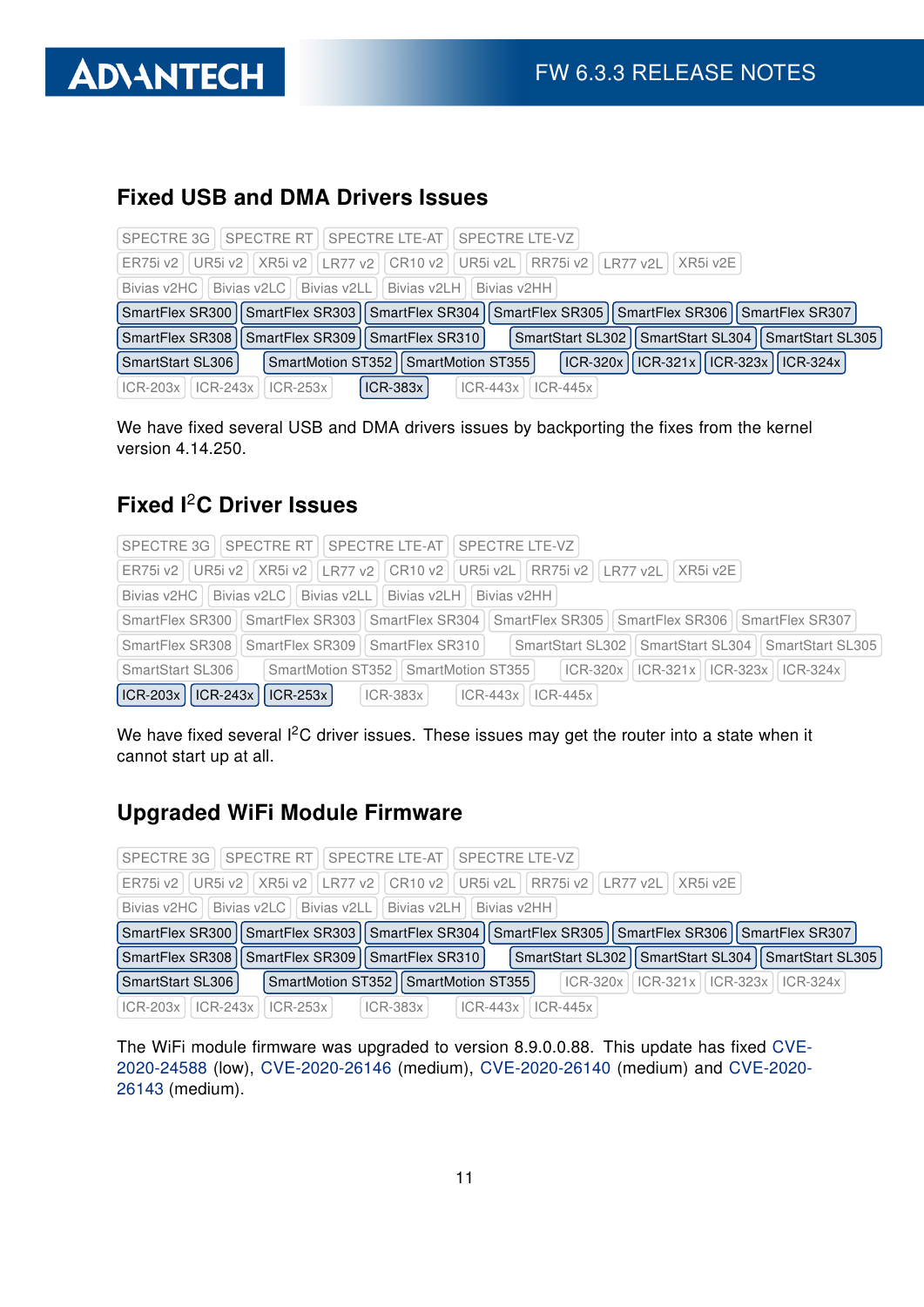## Fixed USB and DMA Drivers Issues

SPECTRE 3G | SPECTRE RT | SPECTRE LTE-AT | SPECTRE LTE-VZ
ER75i v2 | UR5i v2 | XR5i v2 | LR77 v2 | CR10 v2 | UR5i v2L | RR75i v2 | LR77 v2L | XR5i v2E
Bivias v2HC | Bivias v2LC | Bivias v2LL | Bivias v2LH | Bivias v2HH
**SmartFlex SR300** | **SmartFlex SR303** | **SmartFlex SR304** | **SmartFlex SR305** | **SmartFlex SR306** | **SmartFlex SR307**
**SmartFlex SR308** | **SmartFlex SR309** | **SmartFlex SR310** | **SmartStart SL302** | **SmartStart SL304** | **SmartStart SL305**
**SmartStart SL306** | **SmartMotion ST352** | **SmartMotion ST355** | **ICR-320x** | **ICR-321x** | **ICR-323x** | **ICR-324x**
ICR-203x | ICR-243x | ICR-253x | **ICR-383x** | ICR-443x | ICR-445x

We have fixed several USB and DMA drivers issues by backporting the fixes from the kernel version 4.14.250.

## Fixed I$^2$C Driver Issues

SPECTRE 3G | SPECTRE RT | SPECTRE LTE-AT | SPECTRE LTE-VZ
ER75i v2 | UR5i v2 | XR5i v2 | LR77 v2 | CR10 v2 | UR5i v2L | RR75i v2 | LR77 v2L | XR5i v2E
Bivias v2HC | Bivias v2LC | Bivias v2LL | Bivias v2LH | Bivias v2HH
SmartFlex SR300 | SmartFlex SR303 | SmartFlex SR304 | SmartFlex SR305 | SmartFlex SR306 | SmartFlex SR307
SmartFlex SR308 | SmartFlex SR309 | SmartFlex SR310 | SmartStart SL302 | SmartStart SL304 | SmartStart SL305
SmartStart SL306 | SmartMotion ST352 | SmartMotion ST355 | ICR-320x | ICR-321x | ICR-323x | ICR-324x
**ICR-203x** | **ICR-243x** | **ICR-253x** | ICR-383x | ICR-443x | ICR-445x

We have fixed several I$^2$C driver issues. These issues may get the router into a state when it cannot start up at all.

## Upgraded WiFi Module Firmware

SPECTRE 3G | SPECTRE RT | SPECTRE LTE-AT | SPECTRE LTE-VZ
ER75i v2 | UR5i v2 | XR5i v2 | LR77 v2 | CR10 v2 | UR5i v2L | RR75i v2 | LR77 v2L | XR5i v2E
Bivias v2HC | Bivias v2LC | Bivias v2LL | Bivias v2LH | Bivias v2HH
**SmartFlex SR300** | **SmartFlex SR303** | **SmartFlex SR304** | **SmartFlex SR305** | **SmartFlex SR306** | **SmartFlex SR307**
**SmartFlex SR308** | **SmartFlex SR309** | **SmartFlex SR310** | **SmartStart SL302** | **SmartStart SL304** | **SmartStart SL305**
**SmartStart SL306** | **SmartMotion ST352** | **SmartMotion ST355** | ICR-320x | ICR-321x | ICR-323x | ICR-324x
ICR-203x | ICR-243x | ICR-253x | ICR-383x | ICR-443x | ICR-445x

The WiFi module firmware was upgraded to version 8.9.0.0.88. This update has fixed CVE-2020-24588 (low), CVE-2020-26146 (medium), CVE-2020-26140 (medium) and CVE-2020-26143 (medium).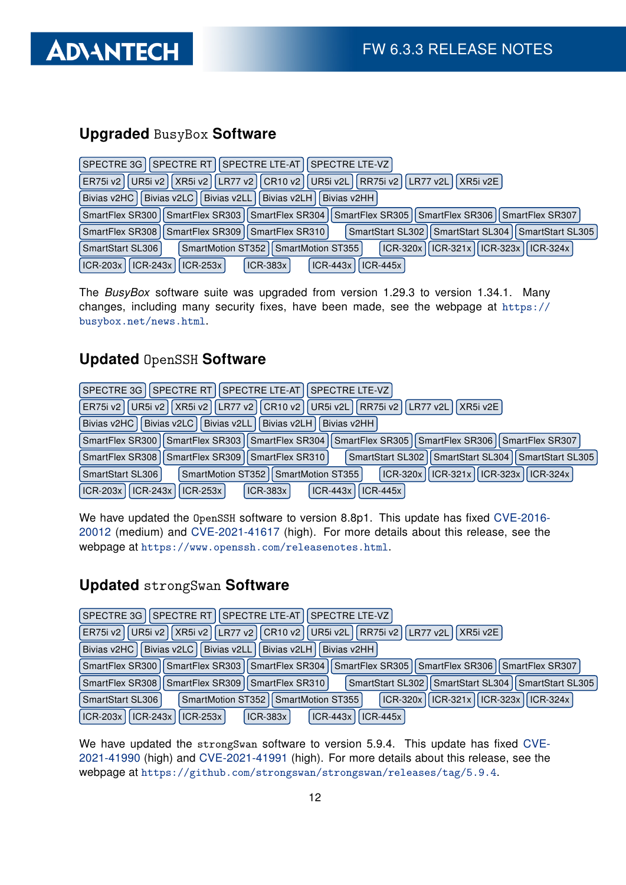## Upgraded `BusyBox` Software

SPECTRE 3G | SPECTRE RT | SPECTRE LTE-AT | SPECTRE LTE-VZ
ER75i v2 | UR5i v2 | XR5i v2 | LR77 v2 | CR10 v2 | UR5i v2L | RR75i v2 | LR77 v2L | XR5i v2E
Bivias v2HC | Bivias v2LC | Bivias v2LL | Bivias v2LH | Bivias v2HH
SmartFlex SR300 | SmartFlex SR303 | SmartFlex SR304 | SmartFlex SR305 | SmartFlex SR306 | SmartFlex SR307
SmartFlex SR308 | SmartFlex SR309 | SmartFlex SR310 | SmartStart SL302 | SmartStart SL304 | SmartStart SL305
SmartStart SL306 | SmartMotion ST352 | SmartMotion ST355 | ICR-320x | ICR-321x | ICR-323x | ICR-324x
ICR-203x | ICR-243x | ICR-253x | ICR-383x | ICR-443x | ICR-445x

The *BusyBox* software suite was upgraded from version 1.29.3 to version 1.34.1. Many changes, including many security fixes, have been made, see the webpage at `https://busybox.net/news.html`.

## Updated `OpenSSH` Software

SPECTRE 3G | SPECTRE RT | SPECTRE LTE-AT | SPECTRE LTE-VZ
ER75i v2 | UR5i v2 | XR5i v2 | LR77 v2 | CR10 v2 | UR5i v2L | RR75i v2 | LR77 v2L | XR5i v2E
Bivias v2HC | Bivias v2LC | Bivias v2LL | Bivias v2LH | Bivias v2HH
SmartFlex SR300 | SmartFlex SR303 | SmartFlex SR304 | SmartFlex SR305 | SmartFlex SR306 | SmartFlex SR307
SmartFlex SR308 | SmartFlex SR309 | SmartFlex SR310 | SmartStart SL302 | SmartStart SL304 | SmartStart SL305
SmartStart SL306 | SmartMotion ST352 | SmartMotion ST355 | ICR-320x | ICR-321x | ICR-323x | ICR-324x
ICR-203x | ICR-243x | ICR-253x | ICR-383x | ICR-443x | ICR-445x

We have updated the `OpenSSH` software to version 8.8p1. This update has fixed CVE-2016-20012 (medium) and CVE-2021-41617 (high). For more details about this release, see the webpage at `https://www.openssh.com/releasenotes.html`.

## Updated `strongSwan` Software

SPECTRE 3G | SPECTRE RT | SPECTRE LTE-AT | SPECTRE LTE-VZ
ER75i v2 | UR5i v2 | XR5i v2 | LR77 v2 | CR10 v2 | UR5i v2L | RR75i v2 | LR77 v2L | XR5i v2E
Bivias v2HC | Bivias v2LC | Bivias v2LL | Bivias v2LH | Bivias v2HH
SmartFlex SR300 | SmartFlex SR303 | SmartFlex SR304 | SmartFlex SR305 | SmartFlex SR306 | SmartFlex SR307
SmartFlex SR308 | SmartFlex SR309 | SmartFlex SR310 | SmartStart SL302 | SmartStart SL304 | SmartStart SL305
SmartStart SL306 | SmartMotion ST352 | SmartMotion ST355 | ICR-320x | ICR-321x | ICR-323x | ICR-324x
ICR-203x | ICR-243x | ICR-253x | ICR-383x | ICR-443x | ICR-445x

We have updated the `strongSwan` software to version 5.9.4. This update has fixed CVE-2021-41990 (high) and CVE-2021-41991 (high). For more details about this release, see the webpage at `https://github.com/strongswan/strongswan/releases/tag/5.9.4`.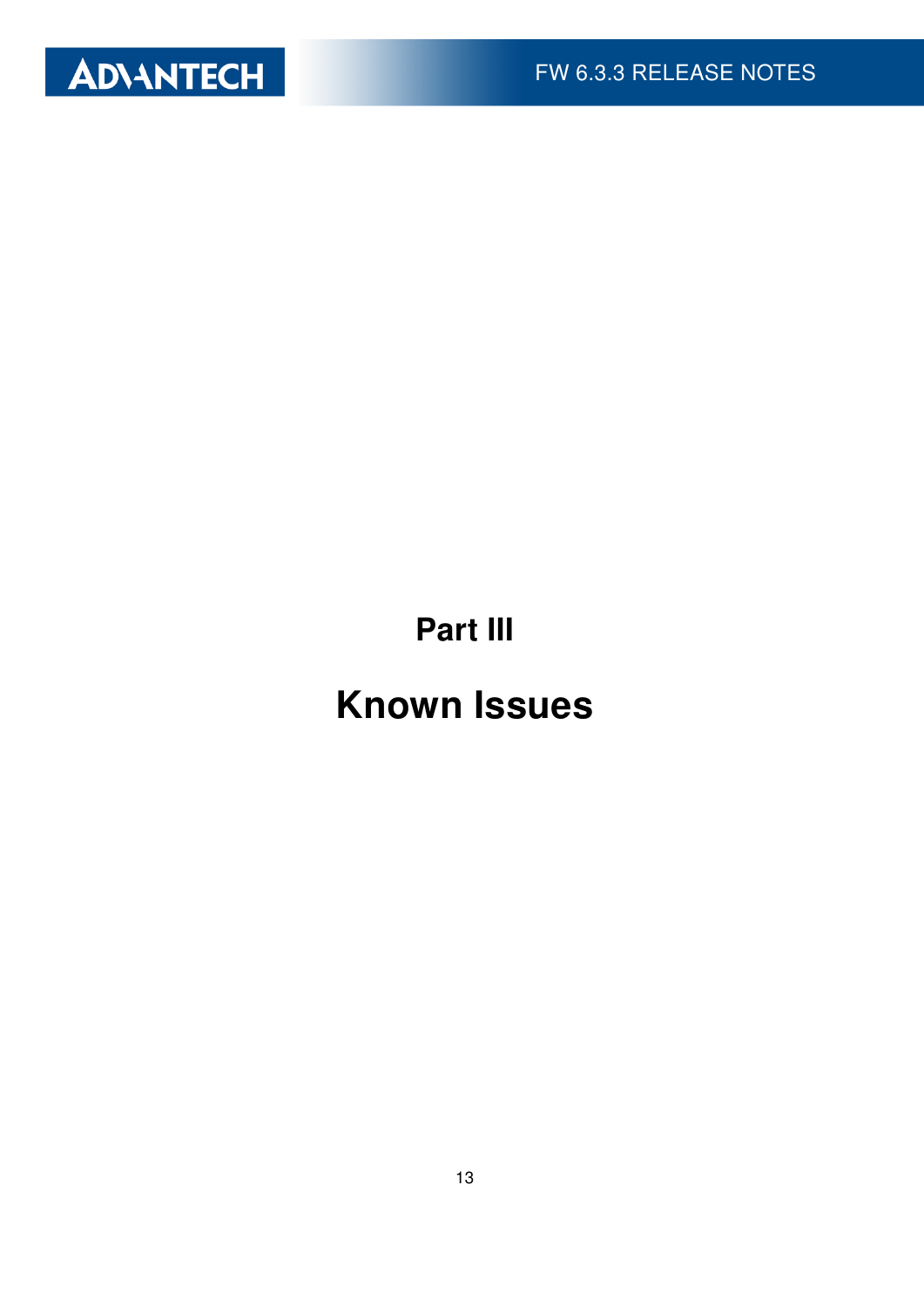# Part III

# Known Issues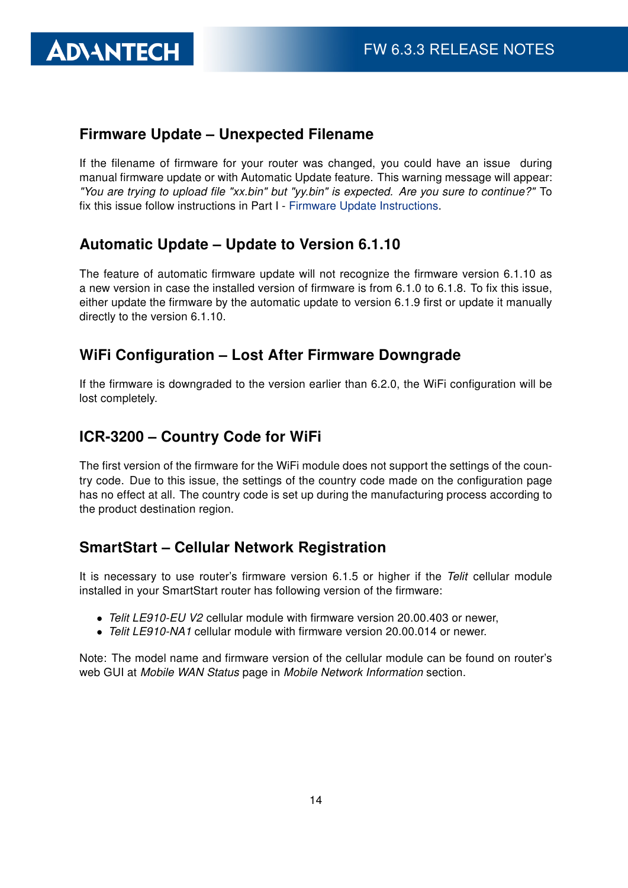### Firmware Update – Unexpected Filename

If the filename of firmware for your router was changed, you could have an issue during manual firmware update or with Automatic Update feature. This warning message will appear: *"You are trying to upload file "xx.bin" but "yy.bin" is expected. Are you sure to continue?"* To fix this issue follow instructions in Part I - Firmware Update Instructions.

### Automatic Update – Update to Version 6.1.10

The feature of automatic firmware update will not recognize the firmware version 6.1.10 as a new version in case the installed version of firmware is from 6.1.0 to 6.1.8. To fix this issue, either update the firmware by the automatic update to version 6.1.9 first or update it manually directly to the version 6.1.10.

### WiFi Configuration – Lost After Firmware Downgrade

If the firmware is downgraded to the version earlier than 6.2.0, the WiFi configuration will be lost completely.

### ICR-3200 – Country Code for WiFi

The first version of the firmware for the WiFi module does not support the settings of the country code. Due to this issue, the settings of the country code made on the configuration page has no effect at all. The country code is set up during the manufacturing process according to the product destination region.

### SmartStart – Cellular Network Registration

It is necessary to use router's firmware version 6.1.5 or higher if the *Telit* cellular module installed in your SmartStart router has following version of the firmware:

- *Telit LE910-EU V2* cellular module with firmware version 20.00.403 or newer,
- *Telit LE910-NA1* cellular module with firmware version 20.00.014 or newer.

Note: The model name and firmware version of the cellular module can be found on router's web GUI at *Mobile WAN Status* page in *Mobile Network Information* section.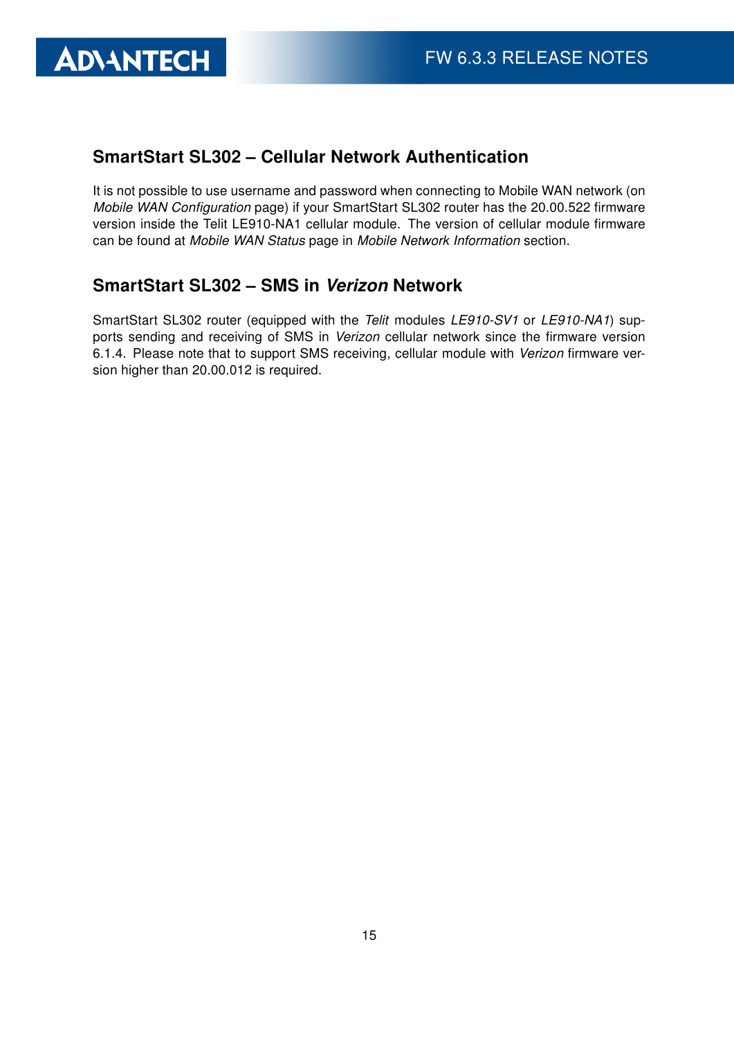## SmartStart SL302 – Cellular Network Authentication

It is not possible to use username and password when connecting to Mobile WAN network (on *Mobile WAN Configuration* page) if your SmartStart SL302 router has the 20.00.522 firmware version inside the Telit LE910-NA1 cellular module. The version of cellular module firmware can be found at *Mobile WAN Status* page in *Mobile Network Information* section.

## SmartStart SL302 – SMS in *Verizon* Network

SmartStart SL302 router (equipped with the *Telit* modules *LE910-SV1* or *LE910-NA1*) supports sending and receiving of SMS in *Verizon* cellular network since the firmware version 6.1.4. Please note that to support SMS receiving, cellular module with *Verizon* firmware version higher than 20.00.012 is required.